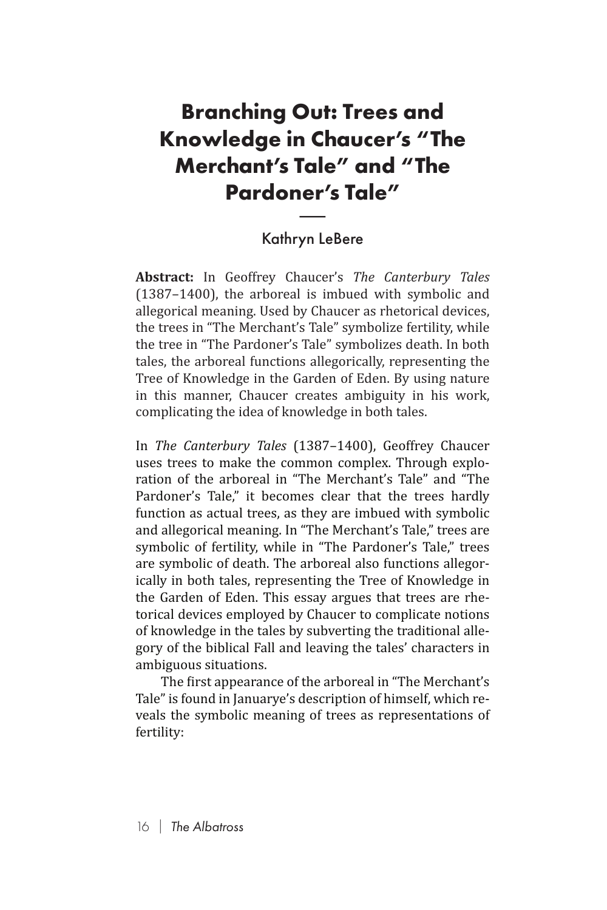# Branching Out: Trees and Knowledge in Chaucer's "The Merchant's Tale" and "The Pardoner's Tale"

Kathryn LeBere

**Abstract:** In Geoffrey Chaucer's *The Canterbury Tales* (1387–1400), the arboreal is imbued with symbolic and allegorical meaning. Used by Chaucer as rhetorical devices, the trees in "The Merchant's Tale" symbolize fertility, while the tree in "The Pardoner's Tale" symbolizes death. In both tales, the arboreal functions allegorically, representing the Tree of Knowledge in the Garden of Eden. By using nature in this manner, Chaucer creates ambiguity in his work, complicating the idea of knowledge in both tales.

In *The Canterbury Tales* (1387–1400), Geoffrey Chaucer uses trees to make the common complex. Through exploration of the arboreal in "The Merchant's Tale" and "The Pardoner's Tale," it becomes clear that the trees hardly function as actual trees, as they are imbued with symbolic and allegorical meaning. In "The Merchant's Tale," trees are symbolic of fertility, while in "The Pardoner's Tale," trees are symbolic of death. The arboreal also functions allegorically in both tales, representing the Tree of Knowledge in the Garden of Eden. This essay argues that trees are rhetorical devices employed by Chaucer to complicate notions of knowledge in the tales by subverting the traditional allegory of the biblical Fall and leaving the tales' characters in ambiguous situations.

The first appearance of the arboreal in "The Merchant's Tale" is found in Januarye's description of himself, which reveals the symbolic meaning of trees as representations of fertility: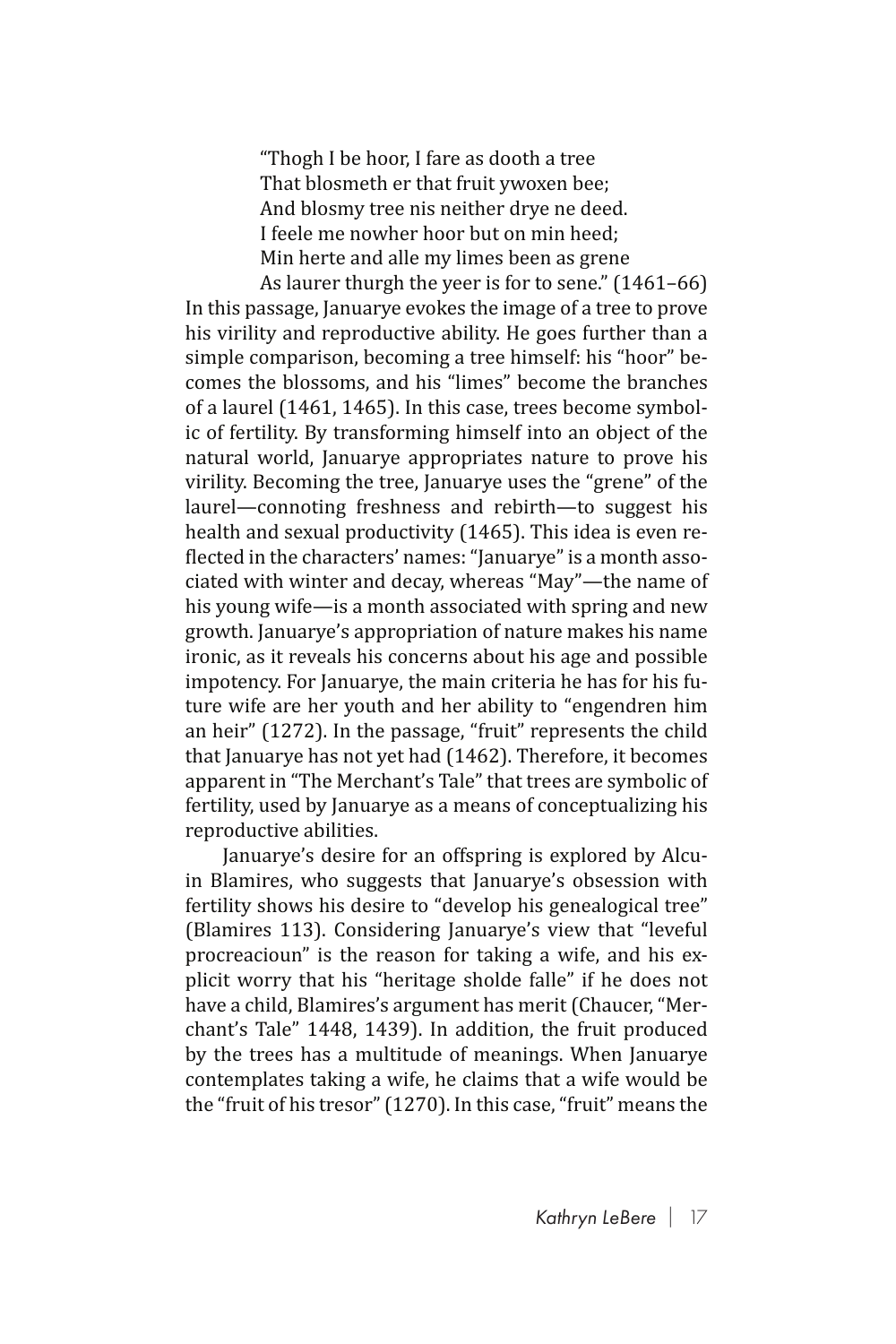> "Thogh I be hoor, I fare as dooth a tree
> That blosmeth er that fruit ywoxen bee;
> And blosmy tree nis neither drye ne deed.
> I feele me nowher hoor but on min heed;
> Min herte and alle my limes been as grene
> As laurer thurgh the yeer is for to sene." (1461–66)

In this passage, Januarye evokes the image of a tree to prove his virility and reproductive ability. He goes further than a simple comparison, becoming a tree himself: his "hoor" becomes the blossoms, and his "limes" become the branches of a laurel (1461, 1465). In this case, trees become symbolic of fertility. By transforming himself into an object of the natural world, Januarye appropriates nature to prove his virility. Becoming the tree, Januarye uses the "grene" of the laurel—connoting freshness and rebirth—to suggest his health and sexual productivity (1465). This idea is even reflected in the characters' names: "Januarye" is a month associated with winter and decay, whereas "May"—the name of his young wife—is a month associated with spring and new growth. Januarye's appropriation of nature makes his name ironic, as it reveals his concerns about his age and possible impotency. For Januarye, the main criteria he has for his future wife are her youth and her ability to "engendren him an heir" (1272). In the passage, "fruit" represents the child that Januarye has not yet had (1462). Therefore, it becomes apparent in "The Merchant's Tale" that trees are symbolic of fertility, used by Januarye as a means of conceptualizing his reproductive abilities.

Januarye's desire for an offspring is explored by Alcuin Blamires, who suggests that Januarye's obsession with fertility shows his desire to "develop his genealogical tree" (Blamires 113). Considering Januarye's view that "leveful procreacioun" is the reason for taking a wife, and his explicit worry that his "heritage sholde falle" if he does not have a child, Blamires's argument has merit (Chaucer, "Merchant's Tale" 1448, 1439). In addition, the fruit produced by the trees has a multitude of meanings. When Januarye contemplates taking a wife, he claims that a wife would be the "fruit of his tresor" (1270). In this case, "fruit" means the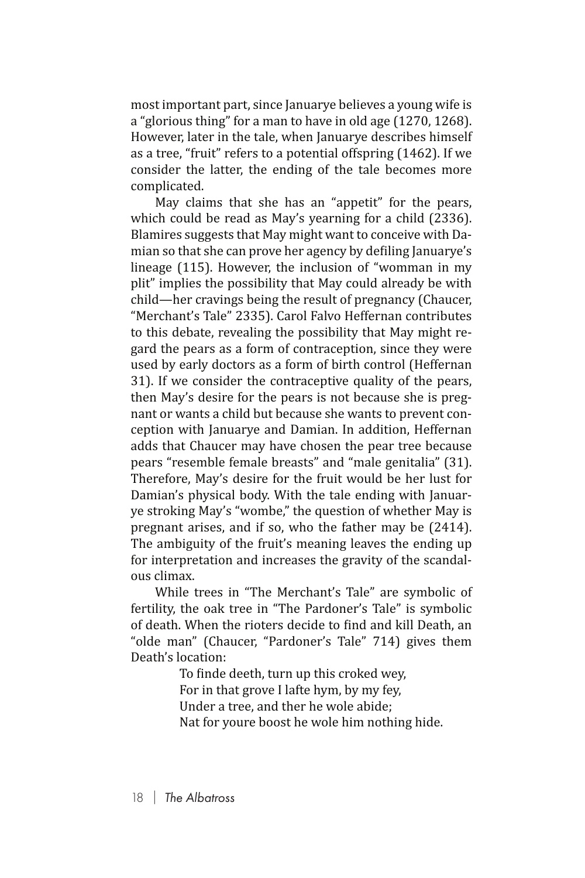most important part, since Januarye believes a young wife is a "glorious thing" for a man to have in old age (1270, 1268). However, later in the tale, when Januarye describes himself as a tree, "fruit" refers to a potential offspring (1462). If we consider the latter, the ending of the tale becomes more complicated.

May claims that she has an "appetit" for the pears, which could be read as May's yearning for a child (2336). Blamires suggests that May might want to conceive with Damian so that she can prove her agency by defiling Januarye's lineage (115). However, the inclusion of "womman in my plit" implies the possibility that May could already be with child—her cravings being the result of pregnancy (Chaucer, "Merchant's Tale" 2335). Carol Falvo Heffernan contributes to this debate, revealing the possibility that May might regard the pears as a form of contraception, since they were used by early doctors as a form of birth control (Heffernan 31). If we consider the contraceptive quality of the pears, then May's desire for the pears is not because she is pregnant or wants a child but because she wants to prevent conception with Januarye and Damian. In addition, Heffernan adds that Chaucer may have chosen the pear tree because pears "resemble female breasts" and "male genitalia" (31). Therefore, May's desire for the fruit would be her lust for Damian's physical body. With the tale ending with Januarye stroking May's "wombe," the question of whether May is pregnant arises, and if so, who the father may be (2414). The ambiguity of the fruit's meaning leaves the ending up for interpretation and increases the gravity of the scandalous climax.

While trees in "The Merchant's Tale" are symbolic of fertility, the oak tree in "The Pardoner's Tale" is symbolic of death. When the rioters decide to find and kill Death, an "olde man" (Chaucer, "Pardoner's Tale" 714) gives them Death's location:

> To finde deeth, turn up this croked wey,
> For in that grove I lafte hym, by my fey,
> Under a tree, and ther he wole abide;
> Nat for youre boost he wole him nothing hide.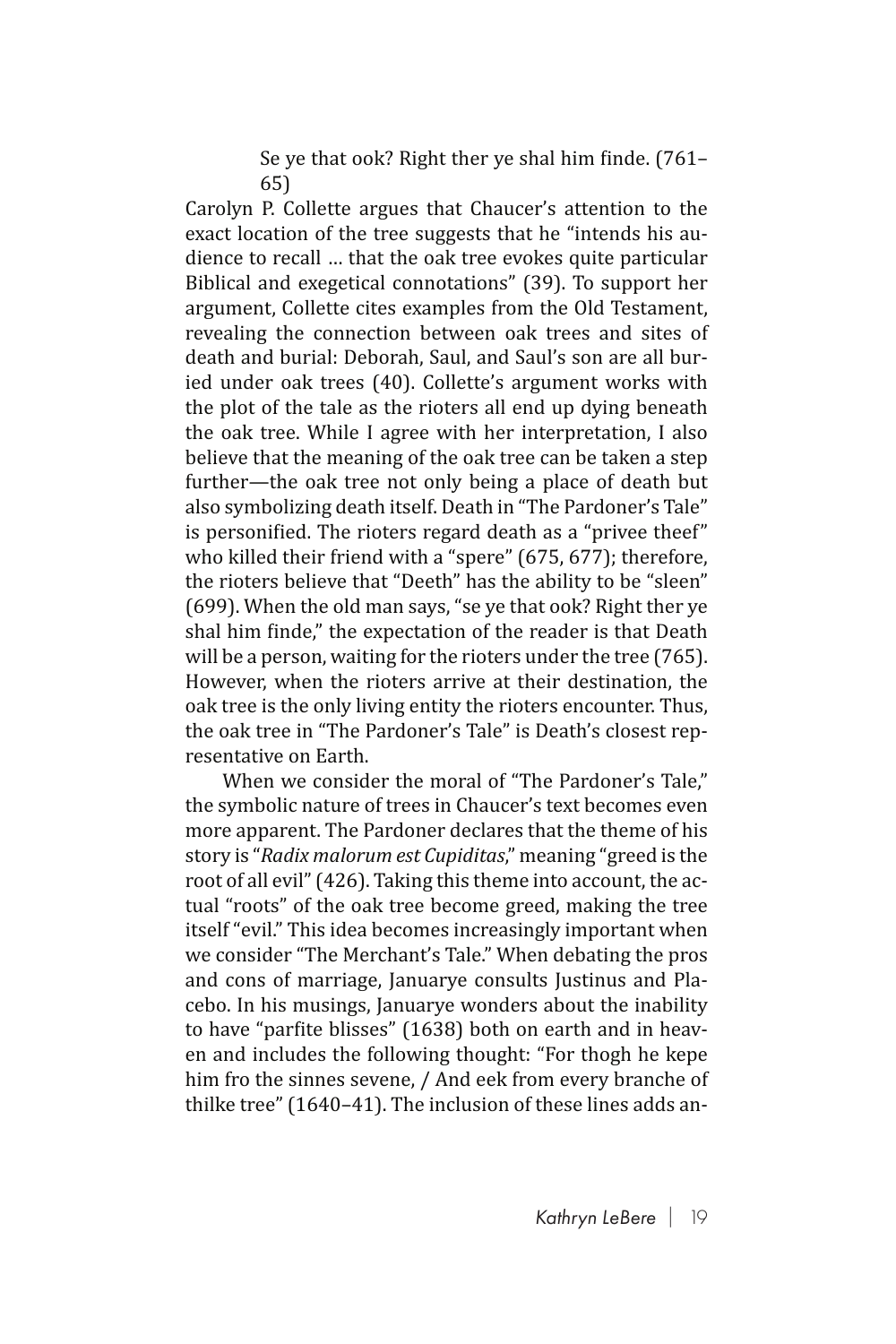> Se ye that ook? Right ther ye shal him finde. (761–65)

Carolyn P. Collette argues that Chaucer's attention to the exact location of the tree suggests that he "intends his audience to recall … that the oak tree evokes quite particular Biblical and exegetical connotations" (39). To support her argument, Collette cites examples from the Old Testament, revealing the connection between oak trees and sites of death and burial: Deborah, Saul, and Saul's son are all buried under oak trees (40). Collette's argument works with the plot of the tale as the rioters all end up dying beneath the oak tree. While I agree with her interpretation, I also believe that the meaning of the oak tree can be taken a step further—the oak tree not only being a place of death but also symbolizing death itself. Death in "The Pardoner's Tale" is personified. The rioters regard death as a "privee theef" who killed their friend with a "spere" (675, 677); therefore, the rioters believe that "Deeth" has the ability to be "sleen" (699). When the old man says, "se ye that ook? Right ther ye shal him finde," the expectation of the reader is that Death will be a person, waiting for the rioters under the tree (765). However, when the rioters arrive at their destination, the oak tree is the only living entity the rioters encounter. Thus, the oak tree in "The Pardoner's Tale" is Death's closest representative on Earth.

When we consider the moral of "The Pardoner's Tale," the symbolic nature of trees in Chaucer's text becomes even more apparent. The Pardoner declares that the theme of his story is "*Radix malorum est Cupiditas*," meaning "greed is the root of all evil" (426). Taking this theme into account, the actual "roots" of the oak tree become greed, making the tree itself "evil." This idea becomes increasingly important when we consider "The Merchant's Tale." When debating the pros and cons of marriage, Januarye consults Justinus and Placebo. In his musings, Januarye wonders about the inability to have "parfite blisses" (1638) both on earth and in heaven and includes the following thought: "For thogh he kepe him fro the sinnes sevene, / And eek from every branche of thilke tree" (1640–41). The inclusion of these lines adds an-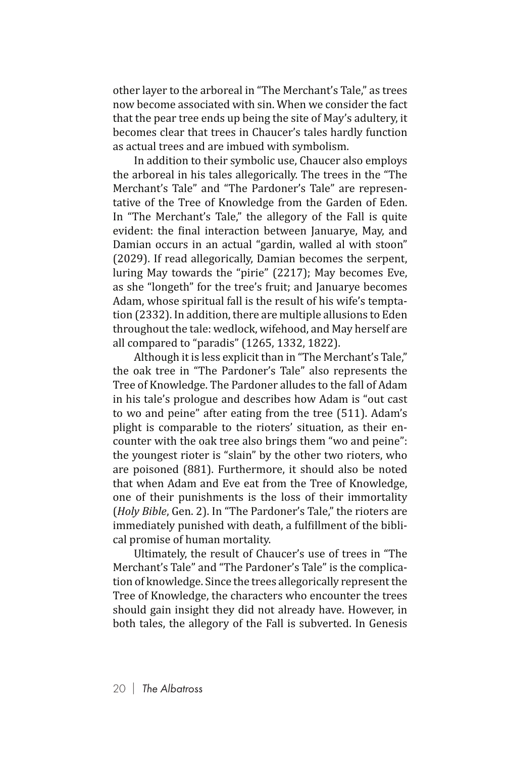other layer to the arboreal in "The Merchant's Tale," as trees now become associated with sin. When we consider the fact that the pear tree ends up being the site of May's adultery, it becomes clear that trees in Chaucer's tales hardly function as actual trees and are imbued with symbolism.

In addition to their symbolic use, Chaucer also employs the arboreal in his tales allegorically. The trees in the "The Merchant's Tale" and "The Pardoner's Tale" are representative of the Tree of Knowledge from the Garden of Eden. In "The Merchant's Tale," the allegory of the Fall is quite evident: the final interaction between Januarye, May, and Damian occurs in an actual "gardin, walled al with stoon" (2029). If read allegorically, Damian becomes the serpent, luring May towards the "pirie" (2217); May becomes Eve, as she "longeth" for the tree's fruit; and Januarye becomes Adam, whose spiritual fall is the result of his wife's temptation (2332). In addition, there are multiple allusions to Eden throughout the tale: wedlock, wifehood, and May herself are all compared to "paradis" (1265, 1332, 1822).

Although it is less explicit than in "The Merchant's Tale," the oak tree in "The Pardoner's Tale" also represents the Tree of Knowledge. The Pardoner alludes to the fall of Adam in his tale's prologue and describes how Adam is "out cast to wo and peine" after eating from the tree (511). Adam's plight is comparable to the rioters' situation, as their encounter with the oak tree also brings them "wo and peine": the youngest rioter is "slain" by the other two rioters, who are poisoned (881). Furthermore, it should also be noted that when Adam and Eve eat from the Tree of Knowledge, one of their punishments is the loss of their immortality (*Holy Bible*, Gen. 2). In "The Pardoner's Tale," the rioters are immediately punished with death, a fulfillment of the biblical promise of human mortality.

Ultimately, the result of Chaucer's use of trees in "The Merchant's Tale" and "The Pardoner's Tale" is the complication of knowledge. Since the trees allegorically represent the Tree of Knowledge, the characters who encounter the trees should gain insight they did not already have. However, in both tales, the allegory of the Fall is subverted. In Genesis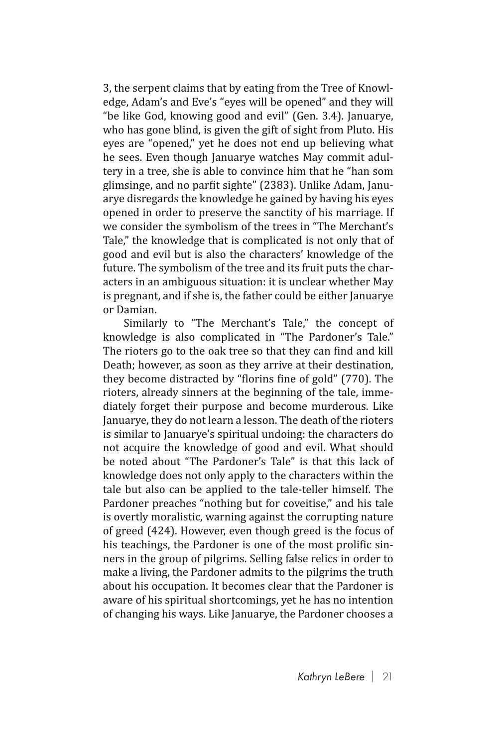3, the serpent claims that by eating from the Tree of Knowledge, Adam's and Eve's "eyes will be opened" and they will "be like God, knowing good and evil" (Gen. 3.4). Januarye, who has gone blind, is given the gift of sight from Pluto. His eyes are "opened," yet he does not end up believing what he sees. Even though Januarye watches May commit adultery in a tree, she is able to convince him that he "han som glimsinge, and no parfit sighte" (2383). Unlike Adam, Januarye disregards the knowledge he gained by having his eyes opened in order to preserve the sanctity of his marriage. If we consider the symbolism of the trees in "The Merchant's Tale," the knowledge that is complicated is not only that of good and evil but is also the characters' knowledge of the future. The symbolism of the tree and its fruit puts the characters in an ambiguous situation: it is unclear whether May is pregnant, and if she is, the father could be either Januarye or Damian.

Similarly to "The Merchant's Tale," the concept of knowledge is also complicated in "The Pardoner's Tale." The rioters go to the oak tree so that they can find and kill Death; however, as soon as they arrive at their destination, they become distracted by "florins fine of gold" (770). The rioters, already sinners at the beginning of the tale, immediately forget their purpose and become murderous. Like Januarye, they do not learn a lesson. The death of the rioters is similar to Januarye's spiritual undoing: the characters do not acquire the knowledge of good and evil. What should be noted about "The Pardoner's Tale" is that this lack of knowledge does not only apply to the characters within the tale but also can be applied to the tale-teller himself. The Pardoner preaches "nothing but for coveitise," and his tale is overtly moralistic, warning against the corrupting nature of greed (424). However, even though greed is the focus of his teachings, the Pardoner is one of the most prolific sinners in the group of pilgrims. Selling false relics in order to make a living, the Pardoner admits to the pilgrims the truth about his occupation. It becomes clear that the Pardoner is aware of his spiritual shortcomings, yet he has no intention of changing his ways. Like Januarye, the Pardoner chooses a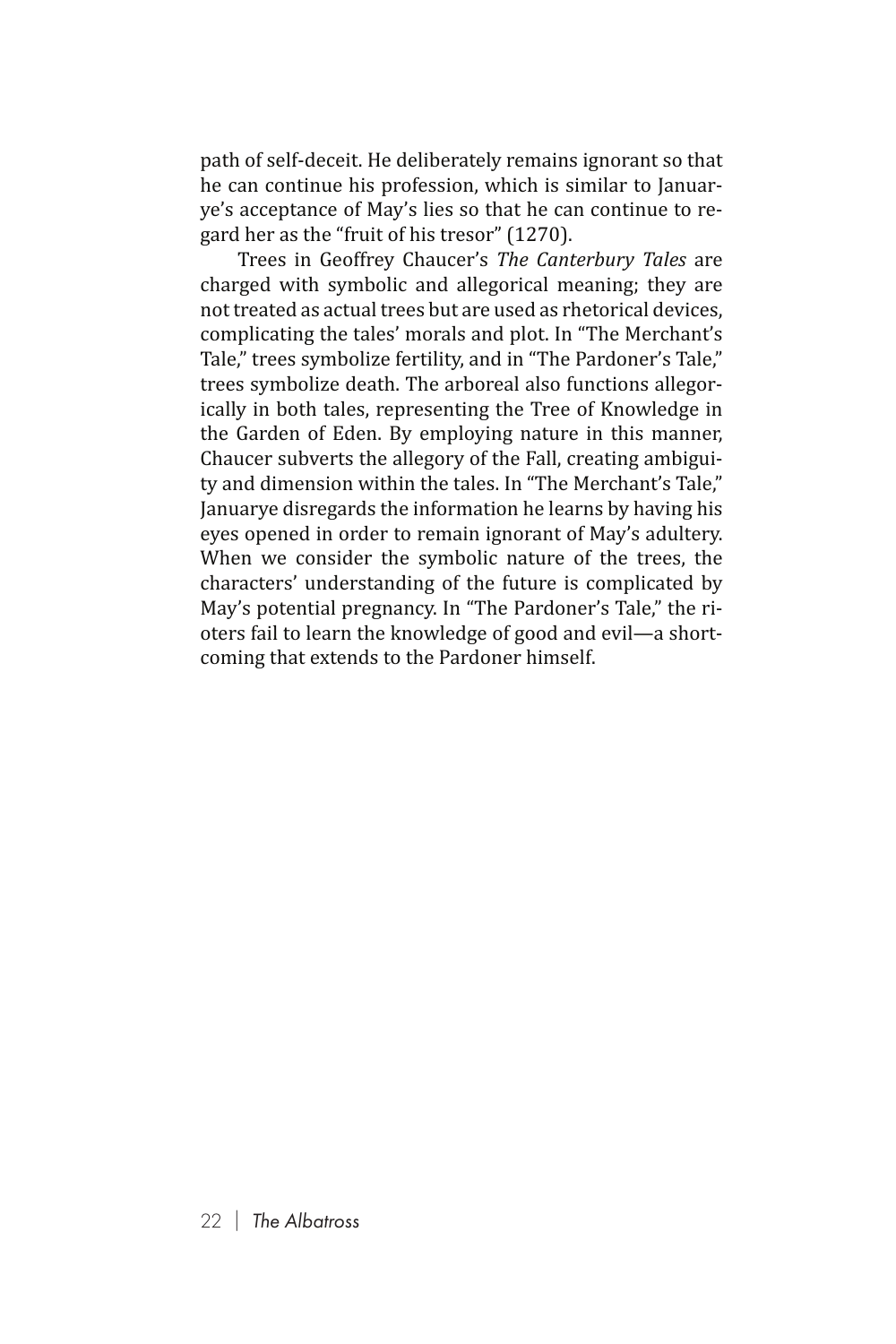path of self-deceit. He deliberately remains ignorant so that he can continue his profession, which is similar to Januarye's acceptance of May's lies so that he can continue to regard her as the "fruit of his tresor" (1270).

Trees in Geoffrey Chaucer's *The Canterbury Tales* are charged with symbolic and allegorical meaning; they are not treated as actual trees but are used as rhetorical devices, complicating the tales' morals and plot. In "The Merchant's Tale," trees symbolize fertility, and in "The Pardoner's Tale," trees symbolize death. The arboreal also functions allegorically in both tales, representing the Tree of Knowledge in the Garden of Eden. By employing nature in this manner, Chaucer subverts the allegory of the Fall, creating ambiguity and dimension within the tales. In "The Merchant's Tale," Januarye disregards the information he learns by having his eyes opened in order to remain ignorant of May's adultery. When we consider the symbolic nature of the trees, the characters' understanding of the future is complicated by May's potential pregnancy. In "The Pardoner's Tale," the rioters fail to learn the knowledge of good and evil—a shortcoming that extends to the Pardoner himself.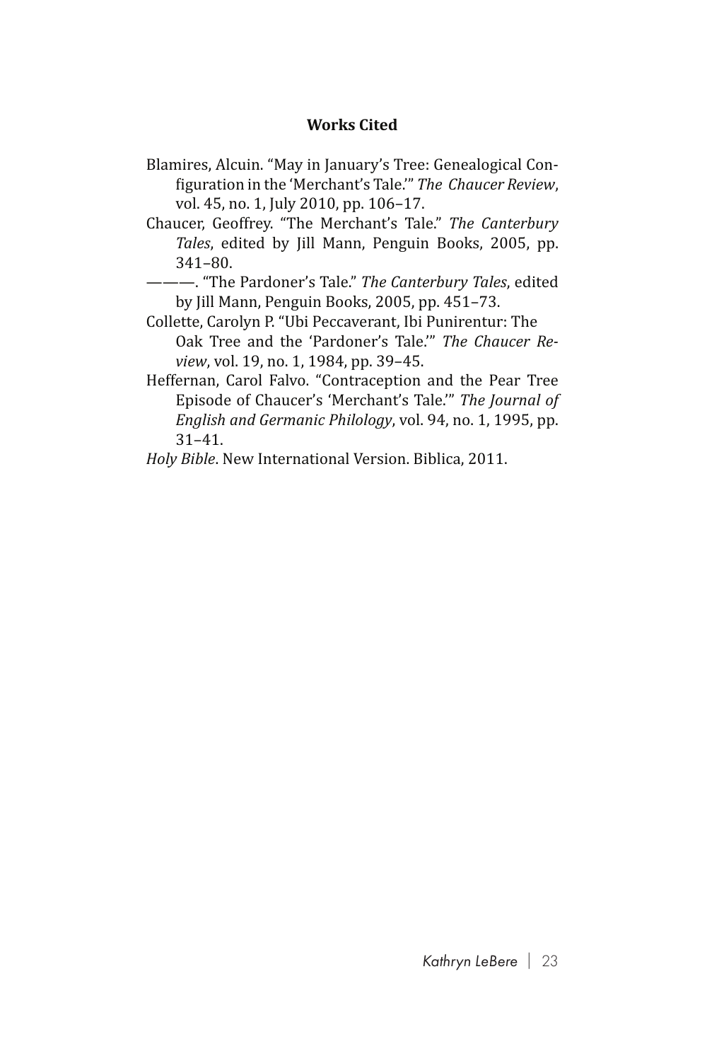## Works Cited

Blamires, Alcuin. "May in January's Tree: Genealogical Configuration in the 'Merchant's Tale.'" *The Chaucer Review*, vol. 45, no. 1, July 2010, pp. 106–17.

Chaucer, Geoffrey. "The Merchant's Tale." *The Canterbury Tales*, edited by Jill Mann, Penguin Books, 2005, pp. 341–80.

———. "The Pardoner's Tale." *The Canterbury Tales*, edited by Jill Mann, Penguin Books, 2005, pp. 451–73.

Collette, Carolyn P. "Ubi Peccaverant, Ibi Punirentur: The Oak Tree and the 'Pardoner's Tale.'" *The Chaucer Review*, vol. 19, no. 1, 1984, pp. 39–45.

Heffernan, Carol Falvo. "Contraception and the Pear Tree Episode of Chaucer's 'Merchant's Tale.'" *The Journal of English and Germanic Philology*, vol. 94, no. 1, 1995, pp. 31–41.

*Holy Bible*. New International Version. Biblica, 2011.